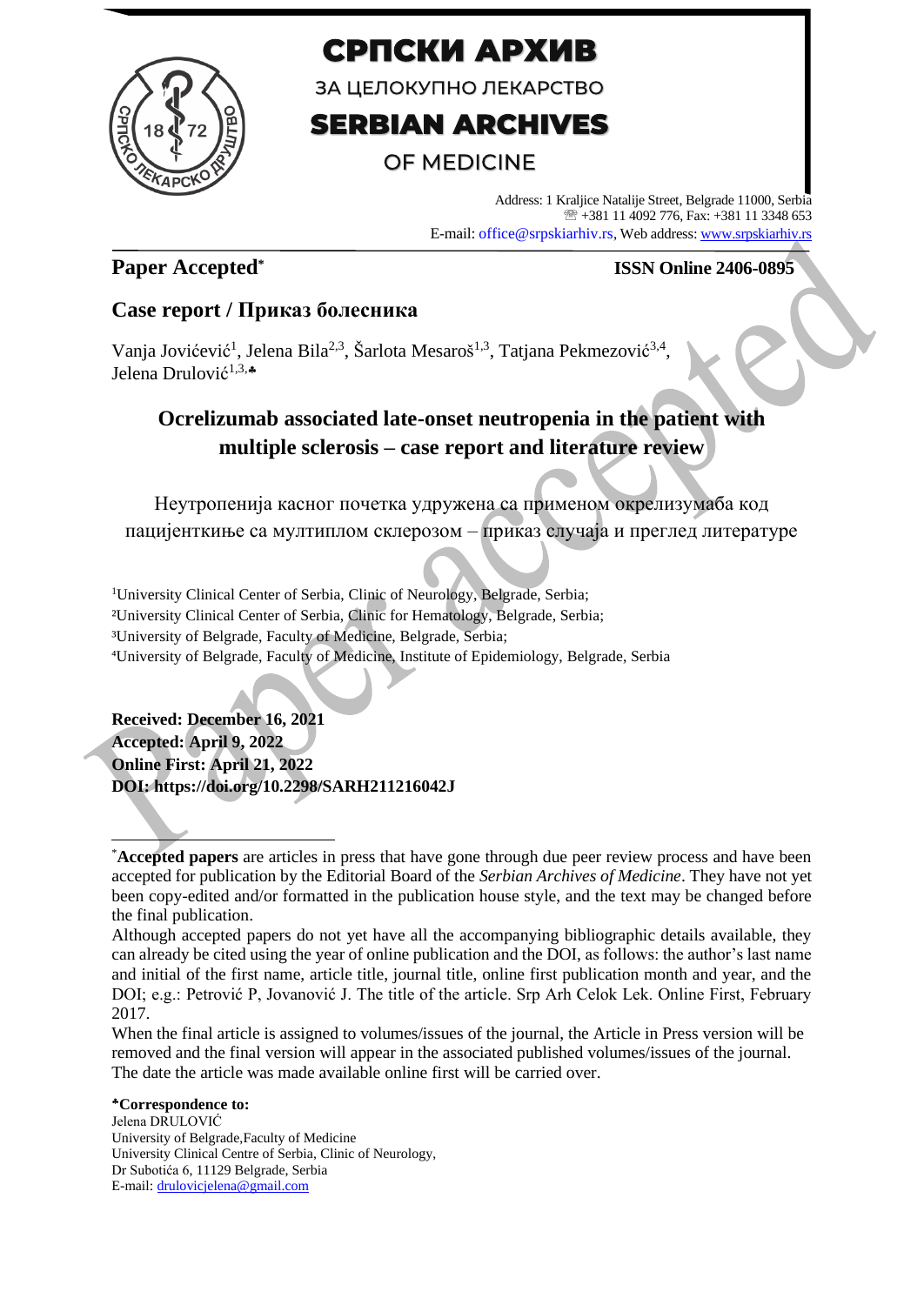# СРПСКИ АРХИВ

ЗА ЦЕЛОКУПНО ЛЕКАРСТВО

# SERBIAN ARCHIVES

OF MEDICINE

Address: 1 Kraljice Natalije Street, Belgrade 11000, Serbia
☏ +381 11 4092 776, Fax: +381 11 3348 653
E-mail: office@srpskiarhiv.rs, Web address: www.srpskiarhiv.rs

**Paper Accepted***

**ISSN Online 2406-0895**

## Case report / Приказ болесника

Vanja Jovićević[1], Jelena Bila[2,3], Šarlota Mesaroš[1,3], Tatjana Pekmezović[3,4], Jelena Drulović[1,3,♣]

# Ocrelizumab associated late-onset neutropenia in the patient with multiple sclerosis – case report and literature review

Неутропенија касног почетка удружена са применом окрелизумаба код пацијенткиње са мултиплом склерозом – приказ случаја и преглед литературе

[1]University Clinical Center of Serbia, Clinic of Neurology, Belgrade, Serbia;
[2]University Clinical Center of Serbia, Clinic for Hematology, Belgrade, Serbia;
[3]University of Belgrade, Faculty of Medicine, Belgrade, Serbia;
[4]University of Belgrade, Faculty of Medicine, Institute of Epidemiology, Belgrade, Serbia

**Received: December 16, 2021**
**Accepted: April 9, 2022**
**Online First: April 21, 2022**
**DOI: https://doi.org/10.2298/SARH211216042J**

*__Accepted papers__ are articles in press that have gone through due peer review process and have been accepted for publication by the Editorial Board of the *Serbian Archives of Medicine*. They have not yet been copy-edited and/or formatted in the publication house style, and the text may be changed before the final publication.

Although accepted papers do not yet have all the accompanying bibliographic details available, they can already be cited using the year of online publication and the DOI, as follows: the author's last name and initial of the first name, article title, journal title, online first publication month and year, and the DOI; e.g.: Petrović P, Jovanović J. The title of the article. Srp Arh Celok Lek. Online First, February 2017.

When the final article is assigned to volumes/issues of the journal, the Article in Press version will be removed and the final version will appear in the associated published volumes/issues of the journal. The date the article was made available online first will be carried over.

**♣Correspondence to:**
Jelena DRULOVIĆ
University of Belgrade,Faculty of Medicine
University Clinical Centre of Serbia, Clinic of Neurology,
Dr Subotića 6, 11129 Belgrade, Serbia
E-mail: drulovicjelena@gmail.com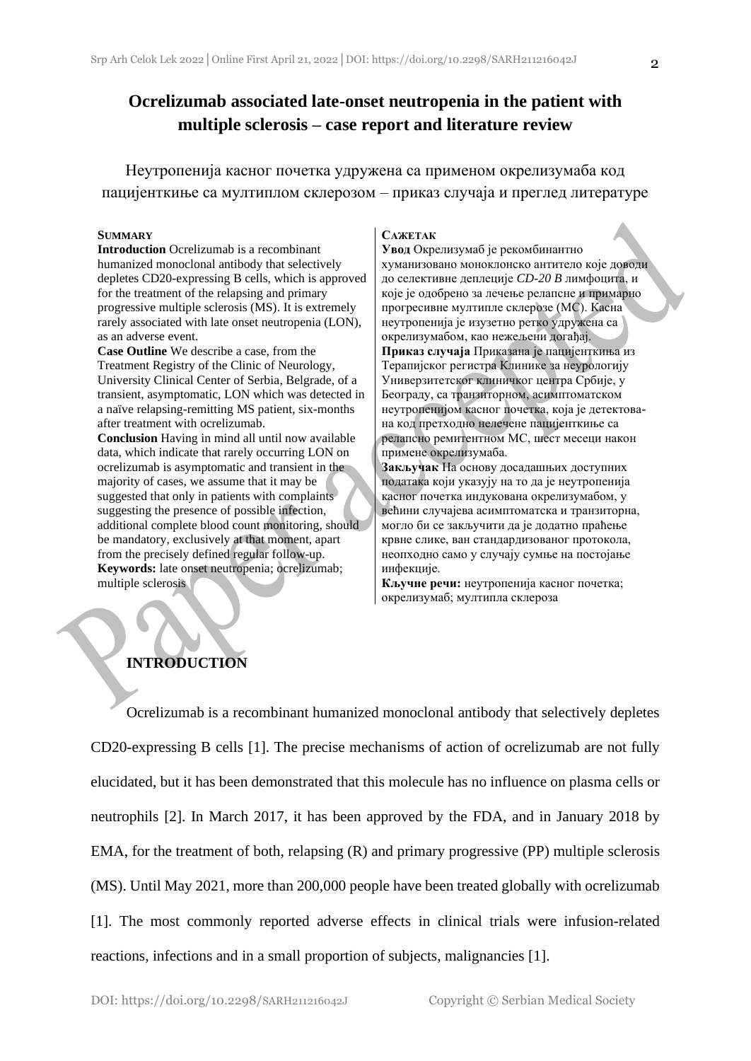# Ocrelizumab associated late-onset neutropenia in the patient with multiple sclerosis – case report and literature review

Неутропенија касног почетка удружена са применом окрелизумаба код пацијенткиње са мултиплом склерозом – приказ случаја и преглед литературе

**SUMMARY**

**Introduction** Ocrelizumab is a recombinant humanized monoclonal antibody that selectively depletes CD20-expressing B cells, which is approved for the treatment of the relapsing and primary progressive multiple sclerosis (MS). It is extremely rarely associated with late onset neutropenia (LON), as an adverse event.

**Case Outline** We describe a case, from the Treatment Registry of the Clinic of Neurology, University Clinical Center of Serbia, Belgrade, of a transient, asymptomatic, LON which was detected in a naïve relapsing-remitting MS patient, six-months after treatment with ocrelizumab.

**Conclusion** Having in mind all until now available data, which indicate that rarely occurring LON on ocrelizumab is asymptomatic and transient in the majority of cases, we assume that it may be suggested that only in patients with complaints suggesting the presence of possible infection, additional complete blood count monitoring, should be mandatory, exclusively at that moment, apart from the precisely defined regular follow-up.

**Keywords:** late onset neutropenia; ocrelizumab; multiple sclerosis

**САЖЕТАК**

**Увод** Окрелизумаб је рекомбинантно хуманизовано моноклонско антитело које доводи до селективне деплеције *CD-20 B* лимфоцита, и које је одобрено за лечење релапсне и примарно прогресивне мултипле склерозе (МС). Касна неутропенија је изузетно ретко удружена са окрелизумабом, као нежељени догађај.

**Приказ случаја** Приказана је пацијенткиња из Терапијског регистра Клинике за неурологију Универзитетског клиничког центра Србије, у Београду, са транзиторном, асимптоматском неутропенијом касног почетка, која је детектована код претходно нелечене пацијенткиње са релапсно ремитентном МС, шест месеци након примене окрелизумаба.

**Закључак** На основу досадашњих доступних података који указују на то да је неутропенија касног почетка индукована окрелизумабом, у већини случајева асимптоматска и транзиторна, могло би се закључити да је додатно праћење крвне слике, ван стандардизованог протокола, неопходно само у случају сумње на постојање инфекције.

**Кључне речи:** неутропенија касног почетка; окрелизумаб; мултипла склероза

## INTRODUCTION

Ocrelizumab is a recombinant humanized monoclonal antibody that selectively depletes CD20-expressing B cells [1]. The precise mechanisms of action of ocrelizumab are not fully elucidated, but it has been demonstrated that this molecule has no influence on plasma cells or neutrophils [2]. In March 2017, it has been approved by the FDA, and in January 2018 by EMA, for the treatment of both, relapsing (R) and primary progressive (PP) multiple sclerosis (MS). Until May 2021, more than 200,000 people have been treated globally with ocrelizumab [1]. The most commonly reported adverse effects in clinical trials were infusion-related reactions, infections and in a small proportion of subjects, malignancies [1].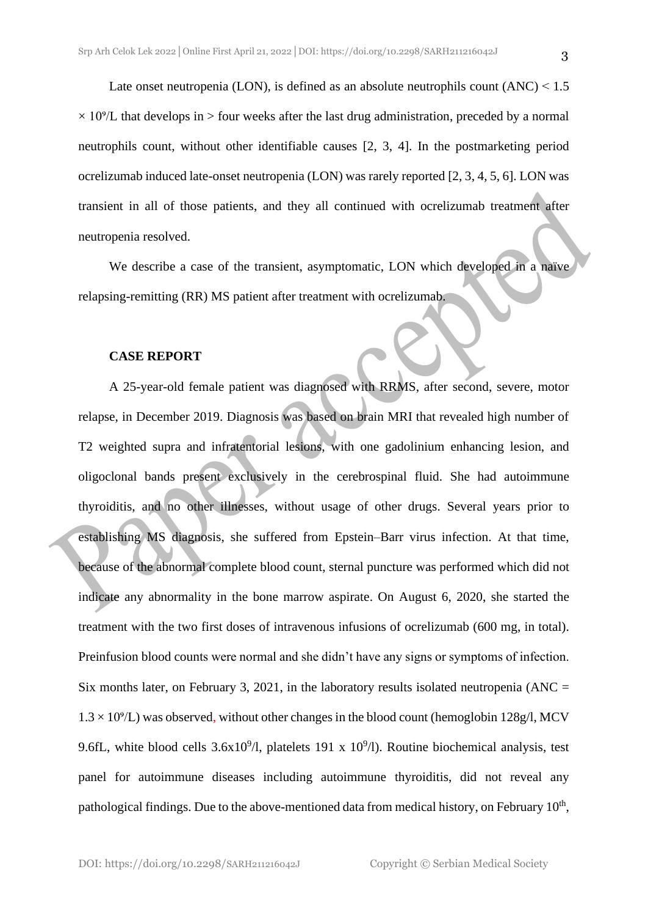Late onset neutropenia (LON), is defined as an absolute neutrophils count (ANC) < 1.5 $\times 10^9$/L that develops in > four weeks after the last drug administration, preceded by a normal neutrophils count, without other identifiable causes [2, 3, 4]. In the postmarketing period ocrelizumab induced late-onset neutropenia (LON) was rarely reported [2, 3, 4, 5, 6]. LON was transient in all of those patients, and they all continued with ocrelizumab treatment after neutropenia resolved.

We describe a case of the transient, asymptomatic, LON which developed in a naïve relapsing-remitting (RR) MS patient after treatment with ocrelizumab.

## CASE REPORT

A 25-year-old female patient was diagnosed with RRMS, after second, severe, motor relapse, in December 2019. Diagnosis was based on brain MRI that revealed high number of T2 weighted supra and infratentorial lesions, with one gadolinium enhancing lesion, and oligoclonal bands present exclusively in the cerebrospinal fluid. She had autoimmune thyroiditis, and no other illnesses, without usage of other drugs. Several years prior to establishing MS diagnosis, she suffered from Epstein–Barr virus infection. At that time, because of the abnormal complete blood count, sternal puncture was performed which did not indicate any abnormality in the bone marrow aspirate. On August 6, 2020, she started the treatment with the two first doses of intravenous infusions of ocrelizumab (600 mg, in total). Preinfusion blood counts were normal and she didn't have any signs or symptoms of infection. Six months later, on February 3, 2021, in the laboratory results isolated neutropenia (ANC = $1.3 \times 10^9$/L) was observed, without other changes in the blood count (hemoglobin 128g/l, MCV 9.6fL, white blood cells $3.6 \times 10^9$/l, platelets $191 \times 10^9$/l). Routine biochemical analysis, test panel for autoimmune diseases including autoimmune thyroiditis, did not reveal any pathological findings. Due to the above-mentioned data from medical history, on February 10$^{th}$,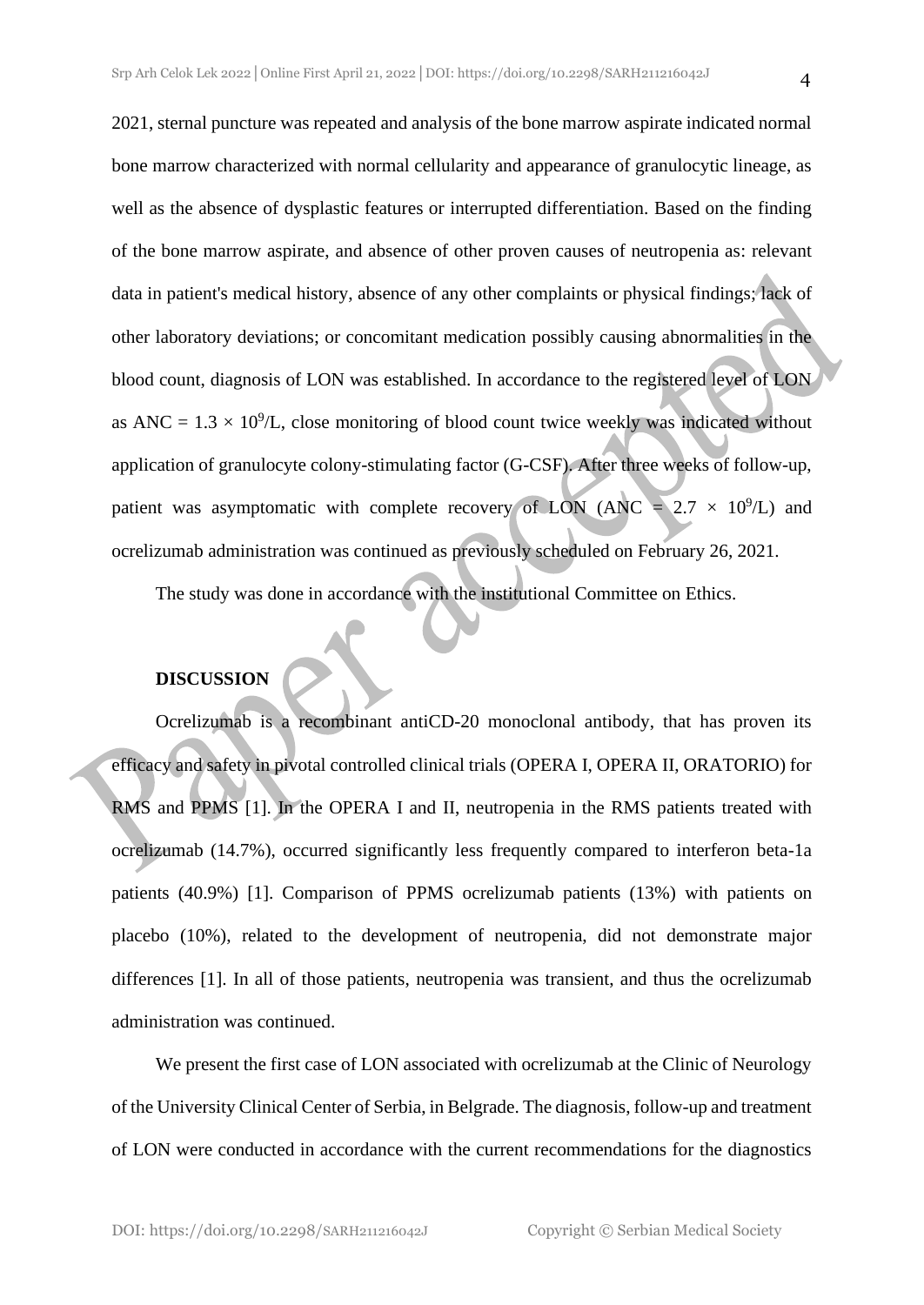2021, sternal puncture was repeated and analysis of the bone marrow aspirate indicated normal bone marrow characterized with normal cellularity and appearance of granulocytic lineage, as well as the absence of dysplastic features or interrupted differentiation. Based on the finding of the bone marrow aspirate, and absence of other proven causes of neutropenia as: relevant data in patient's medical history, absence of any other complaints or physical findings; lack of other laboratory deviations; or concomitant medication possibly causing abnormalities in the blood count, diagnosis of LON was established. In accordance to the registered level of LON as ANC = $1.3 \times 10^9$/L, close monitoring of blood count twice weekly was indicated without application of granulocyte colony-stimulating factor (G-CSF). After three weeks of follow-up, patient was asymptomatic with complete recovery of LON (ANC = $2.7 \times 10^9$/L) and ocrelizumab administration was continued as previously scheduled on February 26, 2021.

The study was done in accordance with the institutional Committee on Ethics.

## DISCUSSION

Ocrelizumab is a recombinant antiCD-20 monoclonal antibody, that has proven its efficacy and safety in pivotal controlled clinical trials (OPERA I, OPERA II, ORATORIO) for RMS and PPMS [1]. In the OPERA I and II, neutropenia in the RMS patients treated with ocrelizumab (14.7%), occurred significantly less frequently compared to interferon beta-1a patients (40.9%) [1]. Comparison of PPMS ocrelizumab patients (13%) with patients on placebo (10%), related to the development of neutropenia, did not demonstrate major differences [1]. In all of those patients, neutropenia was transient, and thus the ocrelizumab administration was continued.

We present the first case of LON associated with ocrelizumab at the Clinic of Neurology of the University Clinical Center of Serbia, in Belgrade. The diagnosis, follow-up and treatment of LON were conducted in accordance with the current recommendations for the diagnostics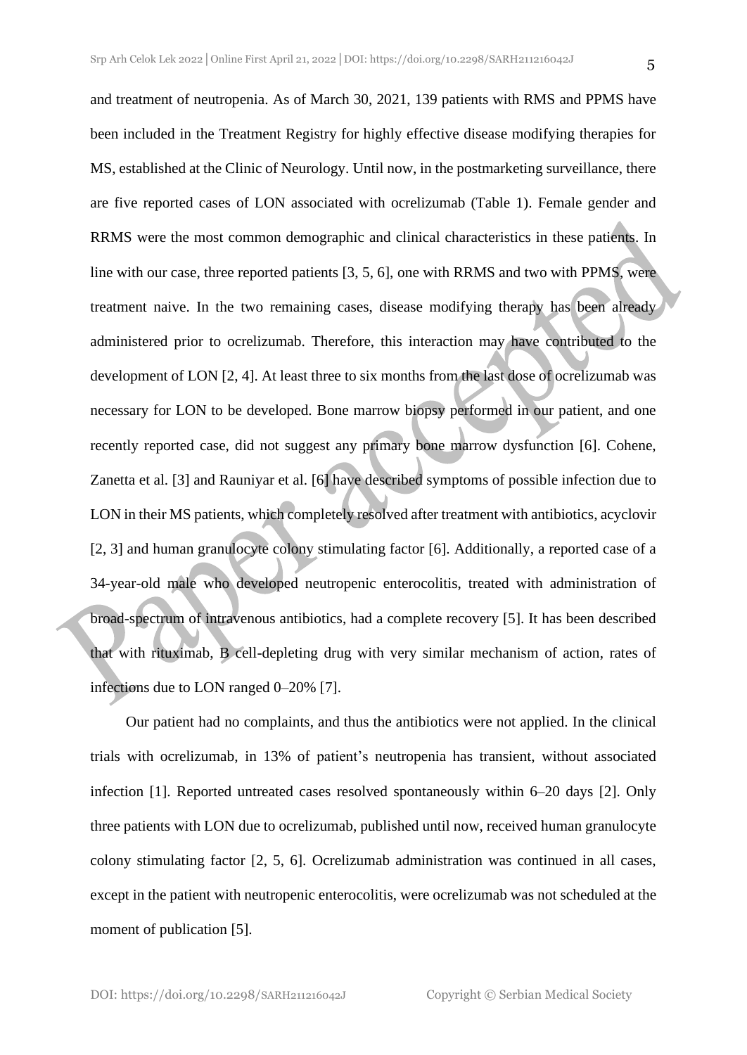and treatment of neutropenia. As of March 30, 2021, 139 patients with RMS and PPMS have been included in the Treatment Registry for highly effective disease modifying therapies for MS, established at the Clinic of Neurology. Until now, in the postmarketing surveillance, there are five reported cases of LON associated with ocrelizumab (Table 1). Female gender and RRMS were the most common demographic and clinical characteristics in these patients. In line with our case, three reported patients [3, 5, 6], one with RRMS and two with PPMS, were treatment naive. In the two remaining cases, disease modifying therapy has been already administered prior to ocrelizumab. Therefore, this interaction may have contributed to the development of LON [2, 4]. At least three to six months from the last dose of ocrelizumab was necessary for LON to be developed. Bone marrow biopsy performed in our patient, and one recently reported case, did not suggest any primary bone marrow dysfunction [6]. Cohene, Zanetta et al. [3] and Rauniyar et al. [6] have described symptoms of possible infection due to LON in their MS patients, which completely resolved after treatment with antibiotics, acyclovir [2, 3] and human granulocyte colony stimulating factor [6]. Additionally, a reported case of a 34-year-old male who developed neutropenic enterocolitis, treated with administration of broad-spectrum of intravenous antibiotics, had a complete recovery [5]. It has been described that with rituximab, B cell-depleting drug with very similar mechanism of action, rates of infections due to LON ranged 0–20% [7].

Our patient had no complaints, and thus the antibiotics were not applied. In the clinical trials with ocrelizumab, in 13% of patient's neutropenia has transient, without associated infection [1]. Reported untreated cases resolved spontaneously within 6–20 days [2]. Only three patients with LON due to ocrelizumab, published until now, received human granulocyte colony stimulating factor [2, 5, 6]. Ocrelizumab administration was continued in all cases, except in the patient with neutropenic enterocolitis, were ocrelizumab was not scheduled at the moment of publication [5].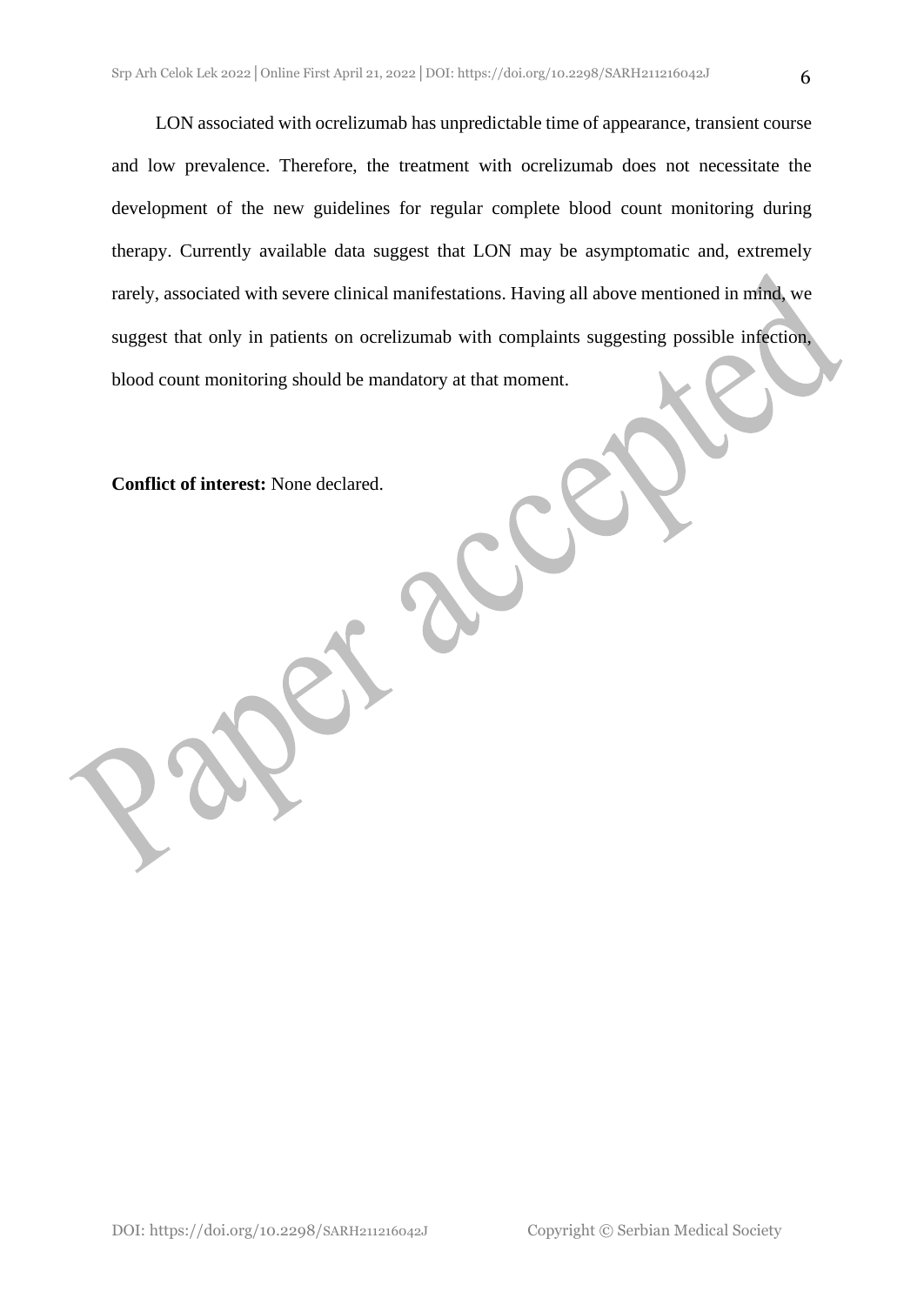LON associated with ocrelizumab has unpredictable time of appearance, transient course and low prevalence. Therefore, the treatment with ocrelizumab does not necessitate the development of the new guidelines for regular complete blood count monitoring during therapy. Currently available data suggest that LON may be asymptomatic and, extremely rarely, associated with severe clinical manifestations. Having all above mentioned in mind, we suggest that only in patients on ocrelizumab with complaints suggesting possible infection, blood count monitoring should be mandatory at that moment.

**Conflict of interest:** None declared.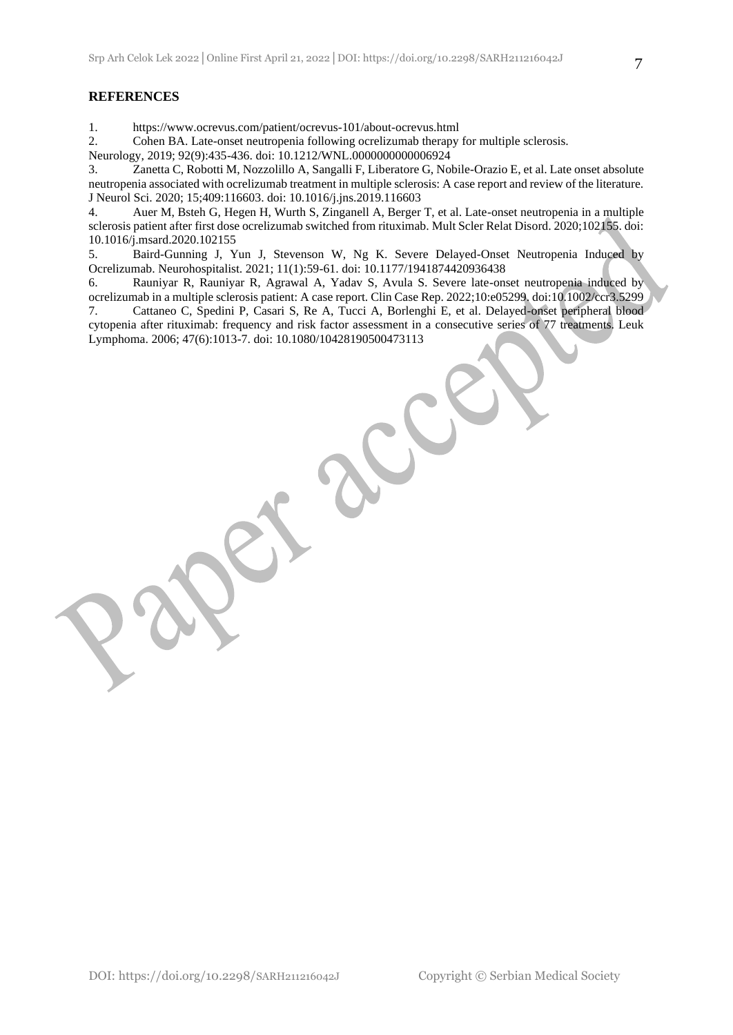## REFERENCES

1. https://www.ocrevus.com/patient/ocrevus-101/about-ocrevus.html
2. Cohen BA. Late-onset neutropenia following ocrelizumab therapy for multiple sclerosis. Neurology, 2019; 92(9):435-436. doi: 10.1212/WNL.0000000000006924
3. Zanetta C, Robotti M, Nozzolillo A, Sangalli F, Liberatore G, Nobile-Orazio E, et al. Late onset absolute neutropenia associated with ocrelizumab treatment in multiple sclerosis: A case report and review of the literature. J Neurol Sci. 2020; 15;409:116603. doi: 10.1016/j.jns.2019.116603
4. Auer M, Bsteh G, Hegen H, Wurth S, Zinganell A, Berger T, et al. Late-onset neutropenia in a multiple sclerosis patient after first dose ocrelizumab switched from rituximab. Mult Scler Relat Disord. 2020;102155. doi: 10.1016/j.msard.2020.102155
5. Baird-Gunning J, Yun J, Stevenson W, Ng K. Severe Delayed-Onset Neutropenia Induced by Ocrelizumab. Neurohospitalist. 2021; 11(1):59-61. doi: 10.1177/1941874420936438
6. Rauniyar R, Rauniyar R, Agrawal A, Yadav S, Avula S. Severe late-onset neutropenia induced by ocrelizumab in a multiple sclerosis patient: A case report. Clin Case Rep. 2022;10:e05299. doi:10.1002/ccr3.5299
7. Cattaneo C, Spedini P, Casari S, Re A, Tucci A, Borlenghi E, et al. Delayed-onset peripheral blood cytopenia after rituximab: frequency and risk factor assessment in a consecutive series of 77 treatments. Leuk Lymphoma. 2006; 47(6):1013-7. doi: 10.1080/10428190500473113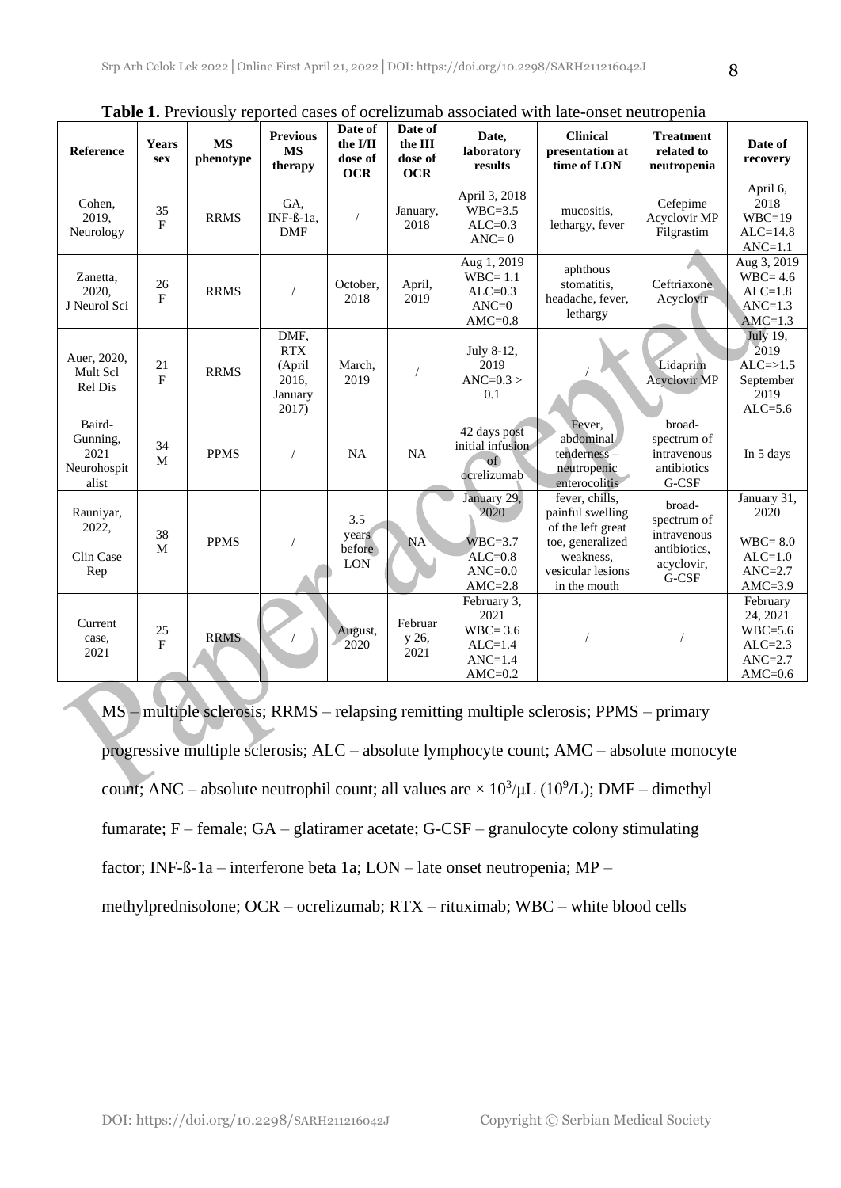**Table 1.** Previously reported cases of ocrelizumab associated with late-onset neutropenia

| Reference | Years sex | MS phenotype | Previous MS therapy | Date of the I/II dose of OCR | Date of the III dose of OCR | Date, laboratory results | Clinical presentation at time of LON | Treatment related to neutropenia | Date of recovery |
|---|---|---|---|---|---|---|---|---|---|
| Cohen, 2019, Neurology | 35 F | RRMS | GA, INF-ß-1a, DMF | / | January, 2018 | April 3, 2018 WBC=3.5 ALC=0.3 ANC= 0 | mucositis, lethargy, fever | Cefepime Acyclovir MP Filgrastim | April 6, 2018 WBC=19 ALC=14.8 ANC=1.1 |
| Zanetta, 2020, J Neurol Sci | 26 F | RRMS | / | October, 2018 | April, 2019 | Aug 1, 2019 WBC= 1.1 ALC=0.3 ANC=0 AMC=0.8 | aphthous stomatitis, headache, fever, lethargy | Ceftriaxone Acyclovir | Aug 3, 2019 WBC= 4.6 ALC=1.8 ANC=1.3 AMC=1.3 |
| Auer, 2020, Mult Scl Rel Dis | 21 F | RRMS | DMF, RTX (April 2016, January 2017) | March, 2019 | / | July 8-12, 2019 ANC=0.3 > 0.1 | / | Lidaprim Acyclovir MP | July 19, 2019 ALC=>1.5 September 2019 ALC=5.6 |
| Baird-Gunning, 2021 Neurohospitalist | 34 M | PPMS | / | NA | NA | 42 days post initial infusion of ocrelizumab | Fever, abdominal tenderness – neutropenic enterocolitis | broad-spectrum of intravenous antibiotics G-CSF | In 5 days |
| Rauniyar, 2022, Clin Case Rep | 38 M | PPMS | / | 3.5 years before LON | NA | January 29, 2020 WBC=3.7 ALC=0.8 ANC=0.0 AMC=2.8 | fever, chills, painful swelling of the left great toe, generalized weakness, vesicular lesions in the mouth | broad-spectrum of intravenous antibiotics, acyclovir, G-CSF | January 31, 2020 WBC= 8.0 ALC=1.0 ANC=2.7 AMC=3.9 |
| Current case, 2021 | 25 F | RRMS | / | August, 2020 | February 26, 2021 | February 3, 2021 WBC= 3.6 ALC=1.4 ANC=1.4 AMC=0.2 | / | / | February 24, 2021 WBC=5.6 ALC=2.3 ANC=2.7 AMC=0.6 |

MS – multiple sclerosis; RRMS – relapsing remitting multiple sclerosis; PPMS – primary progressive multiple sclerosis; ALC – absolute lymphocyte count; AMC – absolute monocyte count; ANC – absolute neutrophil count; all values are $\times 10^3/\mu L$ ($10^9/L$); DMF – dimethyl fumarate; F – female; GA – glatiramer acetate; G-CSF – granulocyte colony stimulating factor; INF-ß-1a – interferone beta 1a; LON – late onset neutropenia; MP – methylprednisolone; OCR – ocrelizumab; RTX – rituximab; WBC – white blood cells